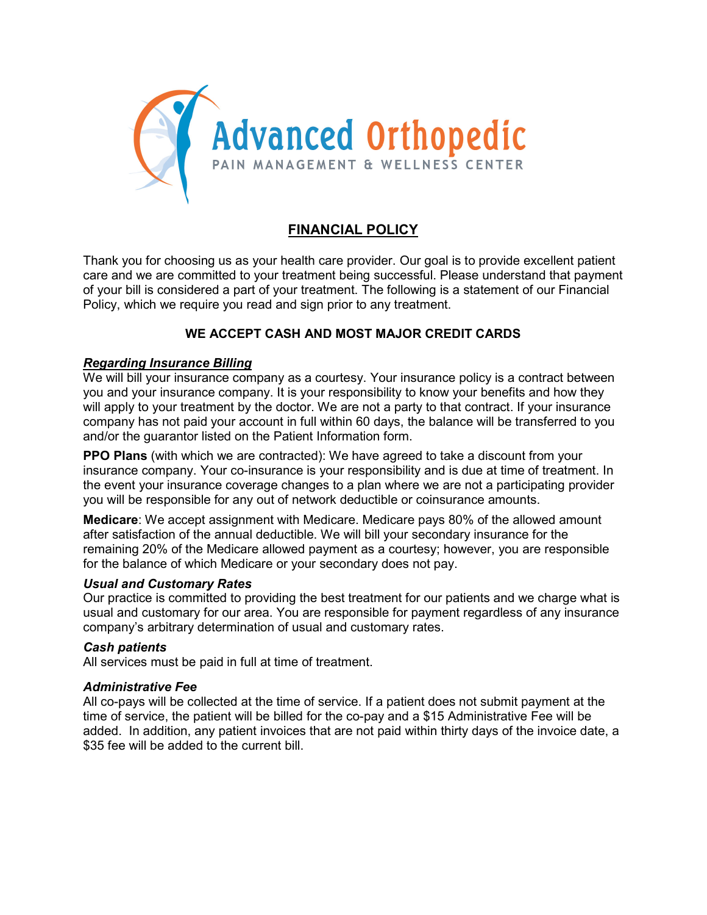Advanced Orthopedic

PAIN MANAGEMENT & WELLNESS CENTER

# FINANCIAL POLICY

Thank you for choosing us as your health care provider. Our goal is to provide excellent patient care and we are committed to your treatment being successful. Please understand that payment of your bill is considered a part of your treatment. The following is a statement of our Financial Policy, which we require you read and sign prior to any treatment.

**WE ACCEPT CASH AND MOST MAJOR CREDIT CARDS**

***Regarding Insurance Billing***

We will bill your insurance company as a courtesy. Your insurance policy is a contract between you and your insurance company. It is your responsibility to know your benefits and how they will apply to your treatment by the doctor. We are not a party to that contract. If your insurance company has not paid your account in full within 60 days, the balance will be transferred to you and/or the guarantor listed on the Patient Information form.

**PPO Plans** (with which we are contracted): We have agreed to take a discount from your insurance company. Your co-insurance is your responsibility and is due at time of treatment. In the event your insurance coverage changes to a plan where we are not a participating provider you will be responsible for any out of network deductible or coinsurance amounts.

**Medicare**: We accept assignment with Medicare. Medicare pays 80% of the allowed amount after satisfaction of the annual deductible. We will bill your secondary insurance for the remaining 20% of the Medicare allowed payment as a courtesy; however, you are responsible for the balance of which Medicare or your secondary does not pay.

***Usual and Customary Rates***

Our practice is committed to providing the best treatment for our patients and we charge what is usual and customary for our area. You are responsible for payment regardless of any insurance company's arbitrary determination of usual and customary rates.

***Cash patients***

All services must be paid in full at time of treatment.

***Administrative Fee***

All co-pays will be collected at the time of service. If a patient does not submit payment at the time of service, the patient will be billed for the co-pay and a $15 Administrative Fee will be added. In addition, any patient invoices that are not paid within thirty days of the invoice date, a $35 fee will be added to the current bill.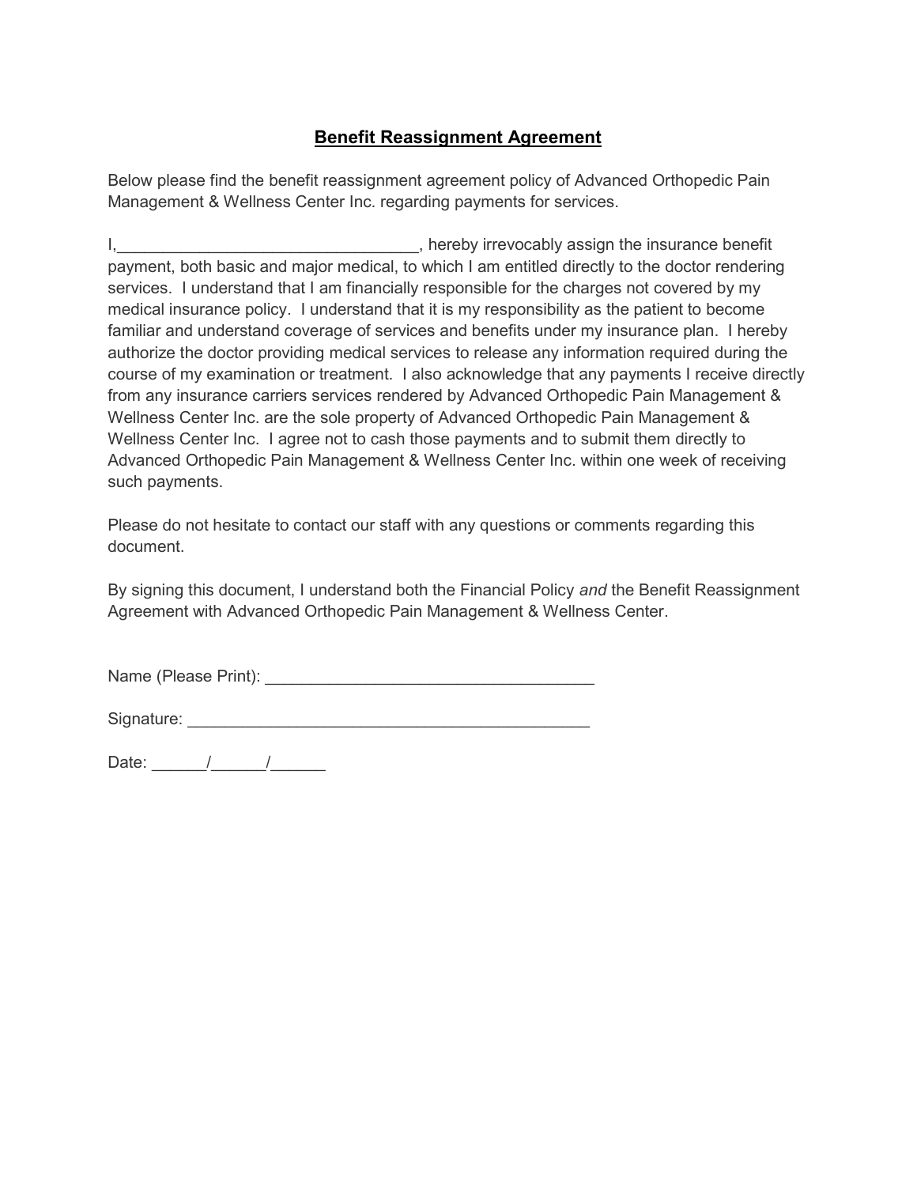## **Benefit Reassignment Agreement**

Below please find the benefit reassignment agreement policy of Advanced Orthopedic Pain Management & Wellness Center Inc. regarding payments for services.

I,________________________________, hereby irrevocably assign the insurance benefit payment, both basic and major medical, to which I am entitled directly to the doctor rendering services. I understand that I am financially responsible for the charges not covered by my medical insurance policy. I understand that it is my responsibility as the patient to become familiar and understand coverage of services and benefits under my insurance plan. I hereby authorize the doctor providing medical services to release any information required during the course of my examination or treatment. I also acknowledge that any payments I receive directly from any insurance carriers services rendered by Advanced Orthopedic Pain Management & Wellness Center Inc. are the sole property of Advanced Orthopedic Pain Management & Wellness Center Inc. I agree not to cash those payments and to submit them directly to Advanced Orthopedic Pain Management & Wellness Center Inc. within one week of receiving such payments.

Please do not hesitate to contact our staff with any questions or comments regarding this document.

By signing this document, I understand both the Financial Policy *and* the Benefit Reassignment Agreement with Advanced Orthopedic Pain Management & Wellness Center.

Name (Please Print): ____________________________________

Signature: ____________________________________________

Date: ______/______/______